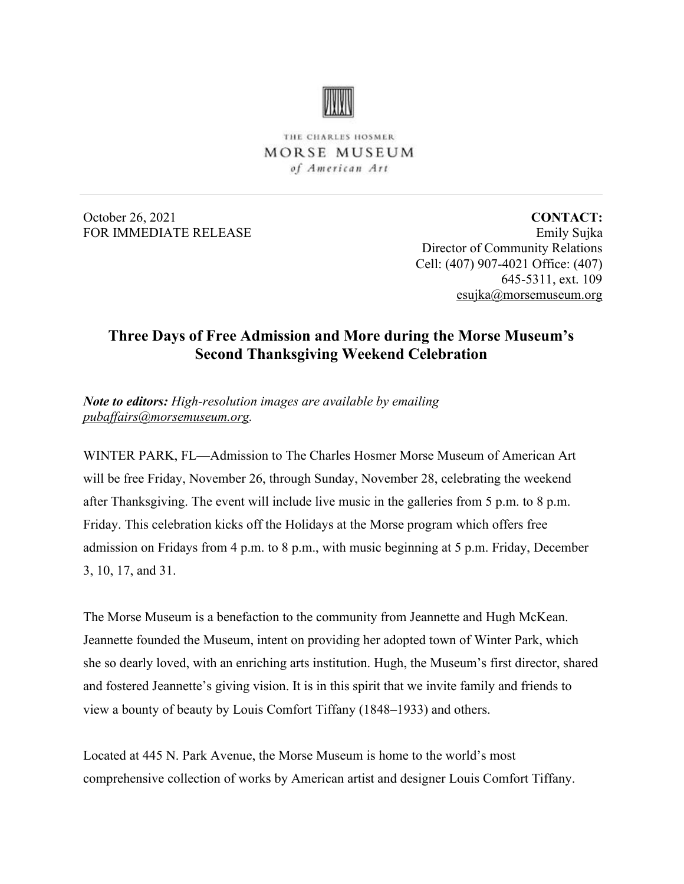THE CHARLES HOSMER
MORSE MUSEUM
*of American Art*

October 26, 2021
FOR IMMEDIATE RELEASE

**CONTACT:**
Emily Sujka
Director of Community Relations
Cell: (407) 907-4021 Office: (407) 645-5311, ext. 109
esujka@morsemuseum.org

# Three Days of Free Admission and More during the Morse Museum's Second Thanksgiving Weekend Celebration

***Note to editors:*** *High-resolution images are available by emailing pubaffairs@morsemuseum.org.*

WINTER PARK, FL—Admission to The Charles Hosmer Morse Museum of American Art will be free Friday, November 26, through Sunday, November 28, celebrating the weekend after Thanksgiving. The event will include live music in the galleries from 5 p.m. to 8 p.m. Friday. This celebration kicks off the Holidays at the Morse program which offers free admission on Fridays from 4 p.m. to 8 p.m., with music beginning at 5 p.m. Friday, December 3, 10, 17, and 31.

The Morse Museum is a benefaction to the community from Jeannette and Hugh McKean. Jeannette founded the Museum, intent on providing her adopted town of Winter Park, which she so dearly loved, with an enriching arts institution. Hugh, the Museum's first director, shared and fostered Jeannette's giving vision. It is in this spirit that we invite family and friends to view a bounty of beauty by Louis Comfort Tiffany (1848–1933) and others.

Located at 445 N. Park Avenue, the Morse Museum is home to the world's most comprehensive collection of works by American artist and designer Louis Comfort Tiffany.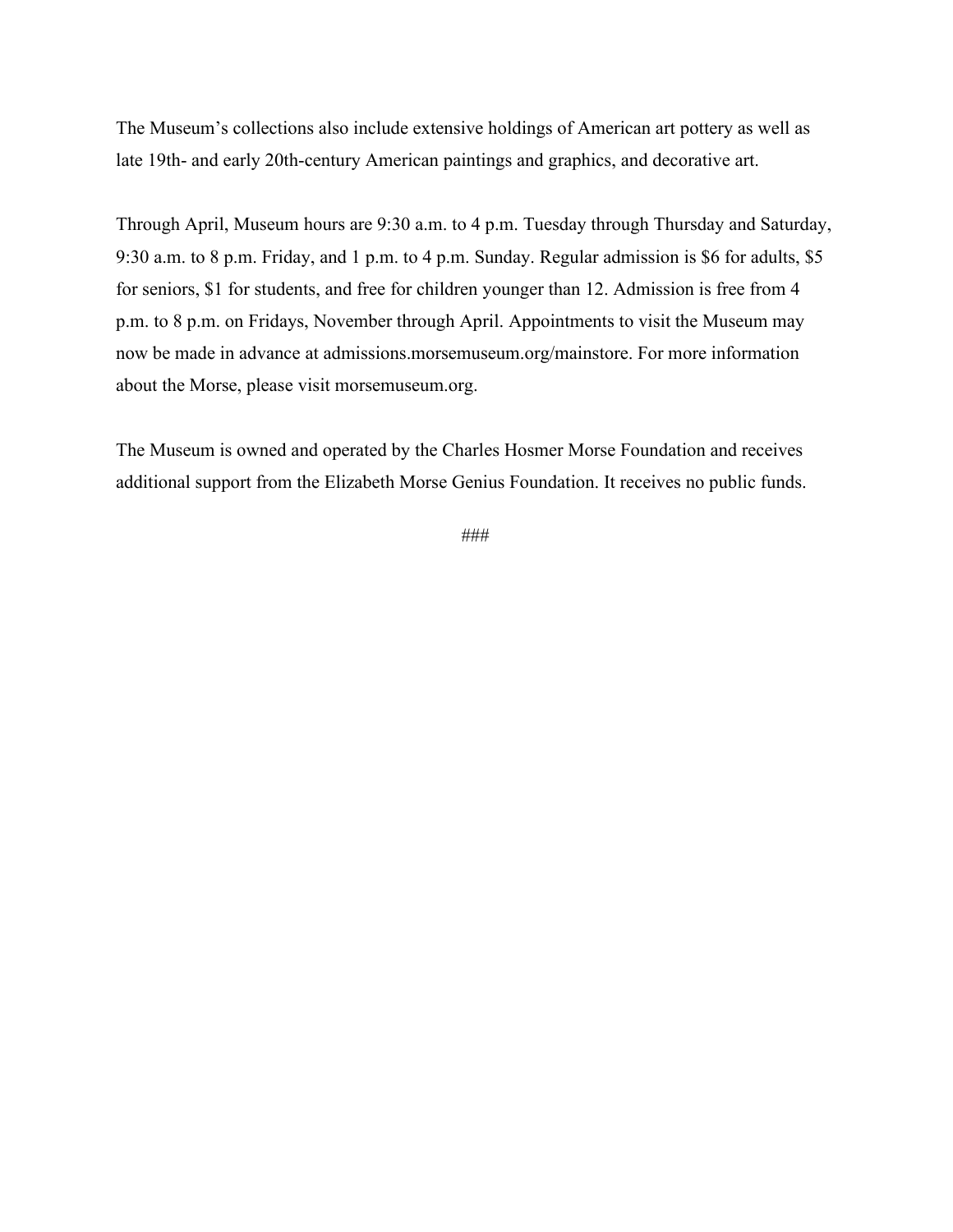The Museum's collections also include extensive holdings of American art pottery as well as late 19th- and early 20th-century American paintings and graphics, and decorative art.

Through April, Museum hours are 9:30 a.m. to 4 p.m. Tuesday through Thursday and Saturday, 9:30 a.m. to 8 p.m. Friday, and 1 p.m. to 4 p.m. Sunday. Regular admission is $6 for adults, $5 for seniors, $1 for students, and free for children younger than 12. Admission is free from 4 p.m. to 8 p.m. on Fridays, November through April. Appointments to visit the Museum may now be made in advance at admissions.morsemuseum.org/mainstore. For more information about the Morse, please visit morsemuseum.org.

The Museum is owned and operated by the Charles Hosmer Morse Foundation and receives additional support from the Elizabeth Morse Genius Foundation. It receives no public funds.

###